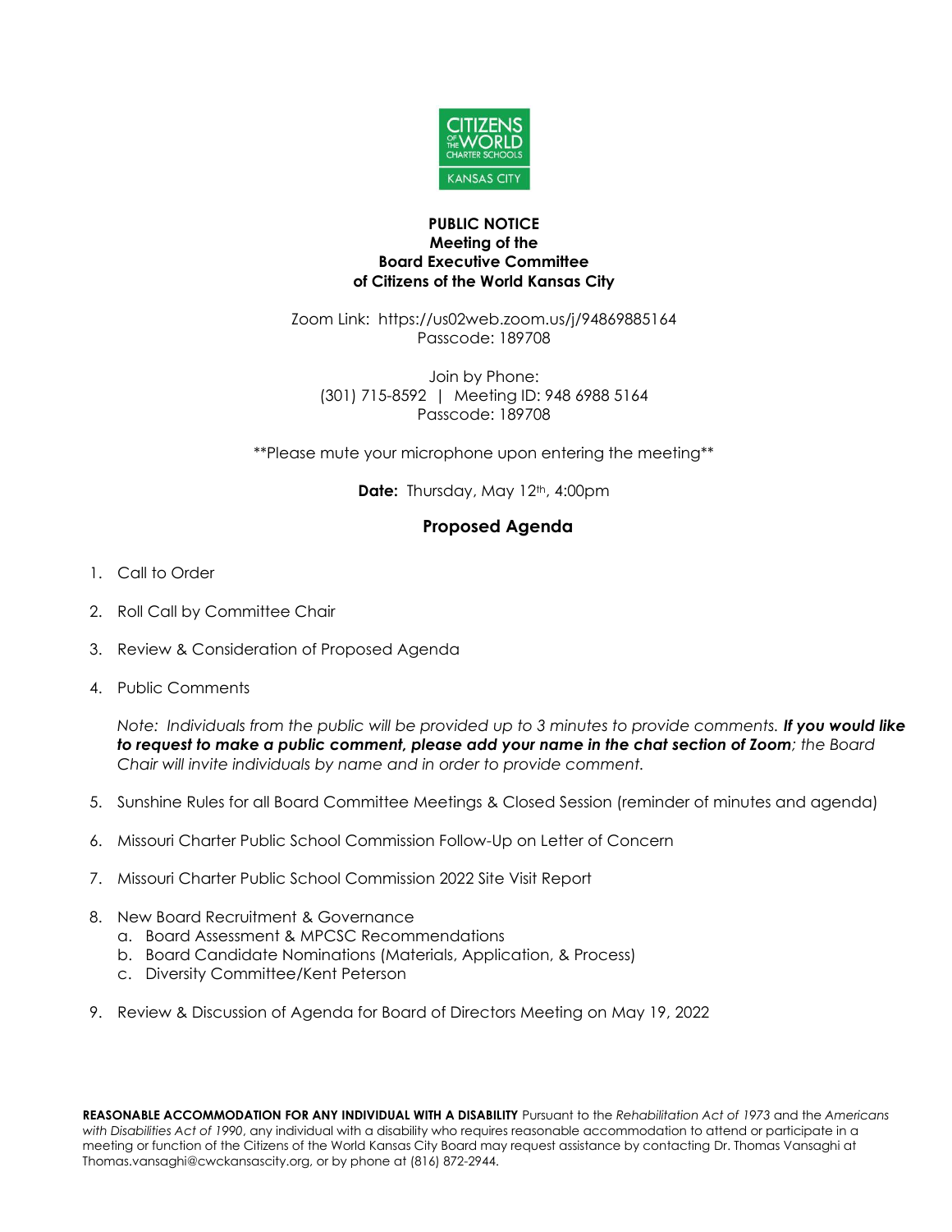**PUBLIC NOTICE**
**Meeting of the**
**Board Executive Committee**
**of Citizens of the World Kansas City**

Zoom Link: https://us02web.zoom.us/j/94869885164
Passcode: 189708

Join by Phone:
(301) 715-8592 | Meeting ID: 948 6988 5164
Passcode: 189708

**Please mute your microphone upon entering the meeting**

**Date:** Thursday, May 12th, 4:00pm

## Proposed Agenda

1. Call to Order
2. Roll Call by Committee Chair
3. Review & Consideration of Proposed Agenda
4. Public Comments

   *Note: Individuals from the public will be provided up to 3 minutes to provide comments.* ***If you would like to request to make a public comment, please add your name in the chat section of Zoom****; the Board Chair will invite individuals by name and in order to provide comment.*

5. Sunshine Rules for all Board Committee Meetings & Closed Session (reminder of minutes and agenda)
6. Missouri Charter Public School Commission Follow-Up on Letter of Concern
7. Missouri Charter Public School Commission 2022 Site Visit Report
8. New Board Recruitment & Governance
   a. Board Assessment & MPCSC Recommendations
   b. Board Candidate Nominations (Materials, Application, & Process)
   c. Diversity Committee/Kent Peterson
9. Review & Discussion of Agenda for Board of Directors Meeting on May 19, 2022

**REASONABLE ACCOMMODATION FOR ANY INDIVIDUAL WITH A DISABILITY** Pursuant to the *Rehabilitation Act of 1973* and the *Americans with Disabilities Act of 1990*, any individual with a disability who requires reasonable accommodation to attend or participate in a meeting or function of the Citizens of the World Kansas City Board may request assistance by contacting Dr. Thomas Vansaghi at Thomas.vansaghi@cwckansascity.org, or by phone at (816) 872-2944.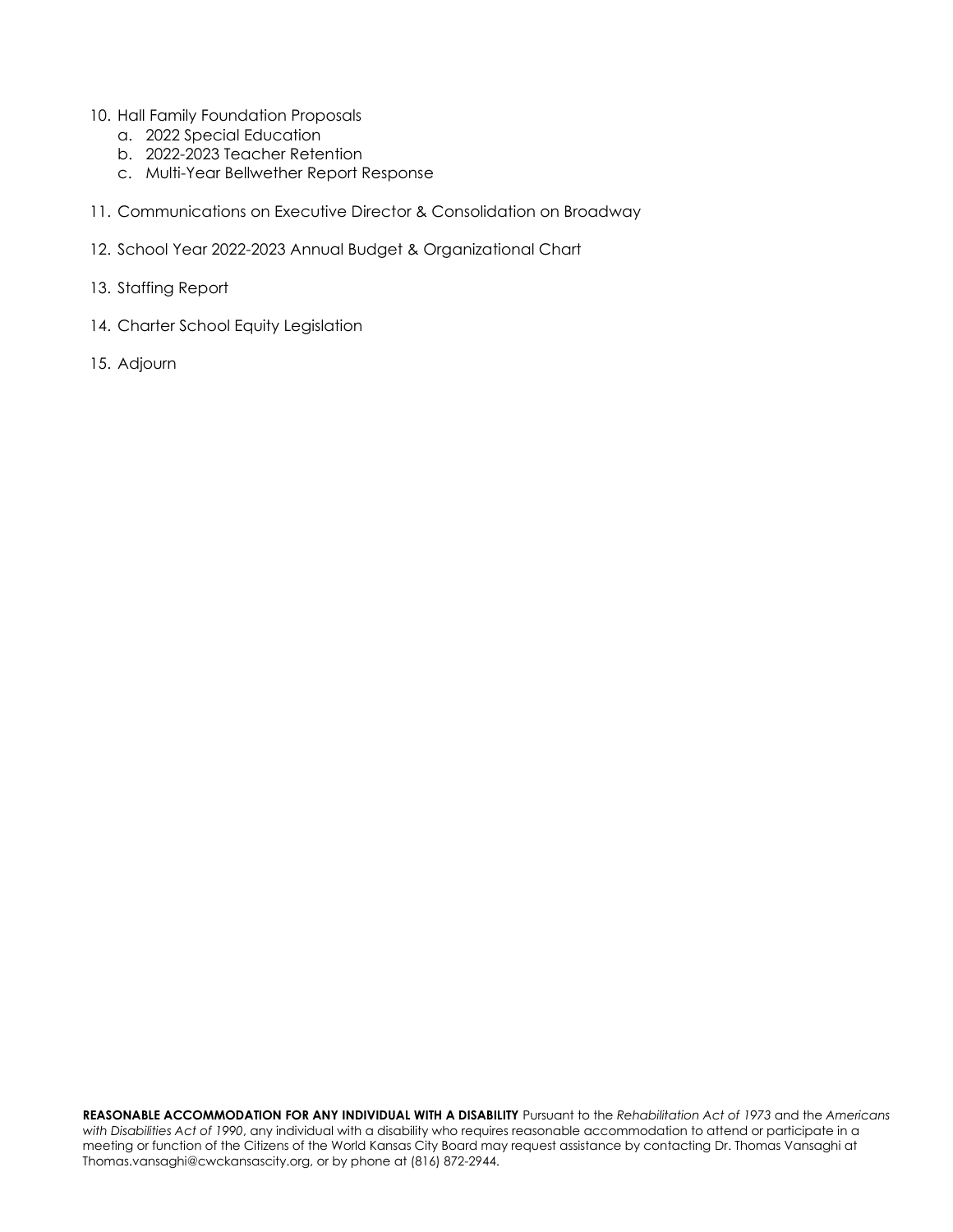10. Hall Family Foundation Proposals
    a. 2022 Special Education
    b. 2022-2023 Teacher Retention
    c. Multi-Year Bellwether Report Response

11. Communications on Executive Director & Consolidation on Broadway

12. School Year 2022-2023 Annual Budget & Organizational Chart

13. Staffing Report

14. Charter School Equity Legislation

15. Adjourn

**REASONABLE ACCOMMODATION FOR ANY INDIVIDUAL WITH A DISABILITY** Pursuant to the *Rehabilitation Act of 1973* and the *Americans with Disabilities Act of 1990*, any individual with a disability who requires reasonable accommodation to attend or participate in a meeting or function of the Citizens of the World Kansas City Board may request assistance by contacting Dr. Thomas Vansaghi at Thomas.vansaghi@cwckansascity.org, or by phone at (816) 872-2944.